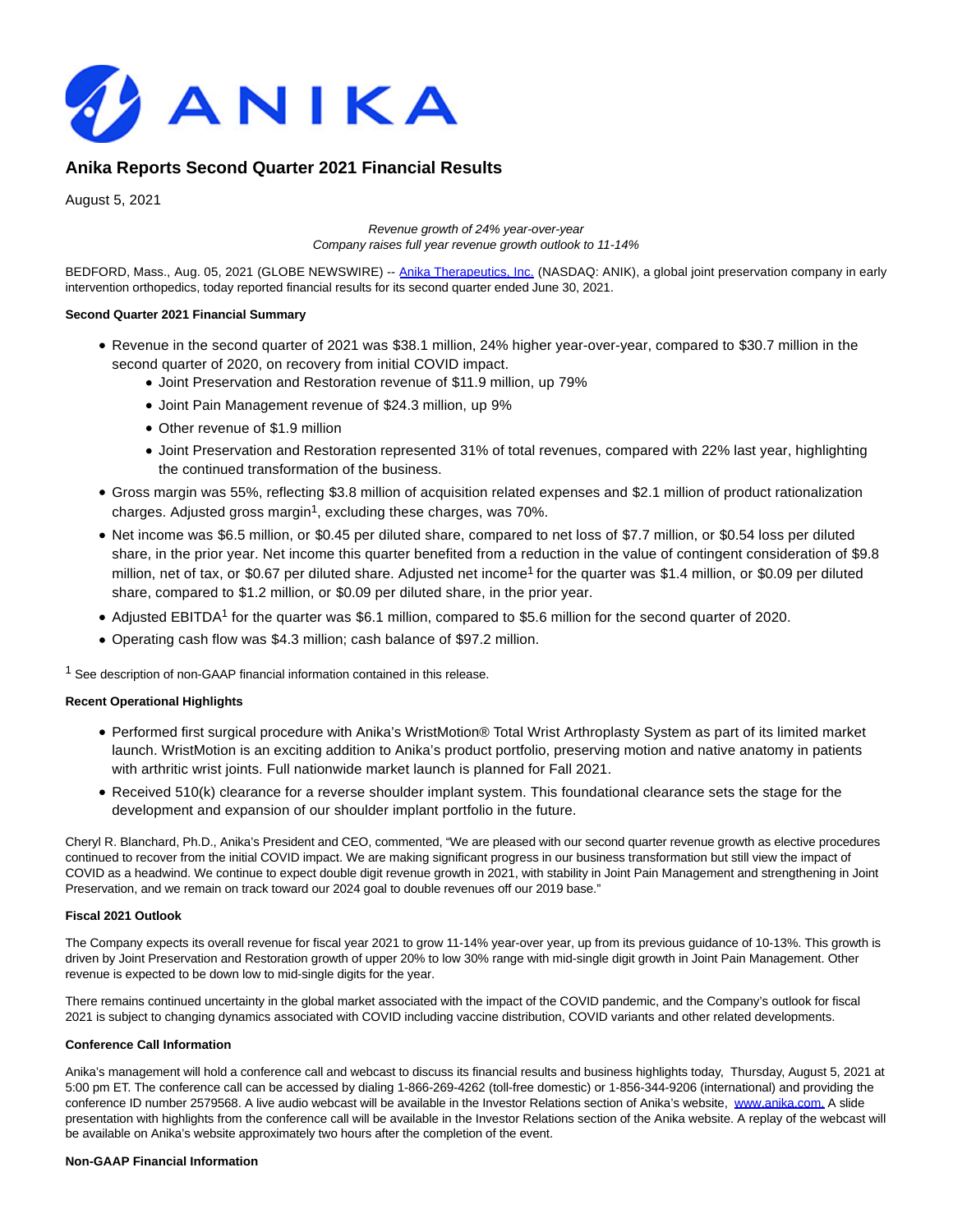ANIKA

# Anika Reports Second Quarter 2021 Financial Results

August 5, 2021

*Revenue growth of 24% year-over-year*
*Company raises full year revenue growth outlook to 11-14%*

BEDFORD, Mass., Aug. 05, 2021 (GLOBE NEWSWIRE) -- Anika Therapeutics, Inc. (NASDAQ: ANIK), a global joint preservation company in early intervention orthopedics, today reported financial results for its second quarter ended June 30, 2021.

**Second Quarter 2021 Financial Summary**

- Revenue in the second quarter of 2021 was $38.1 million, 24% higher year-over-year, compared to $30.7 million in the second quarter of 2020, on recovery from initial COVID impact.
  - Joint Preservation and Restoration revenue of $11.9 million, up 79%
  - Joint Pain Management revenue of $24.3 million, up 9%
  - Other revenue of $1.9 million
  - Joint Preservation and Restoration represented 31% of total revenues, compared with 22% last year, highlighting the continued transformation of the business.
- Gross margin was 55%, reflecting $3.8 million of acquisition related expenses and $2.1 million of product rationalization charges. Adjusted gross margin[1], excluding these charges, was 70%.
- Net income was $6.5 million, or $0.45 per diluted share, compared to net loss of $7.7 million, or $0.54 loss per diluted share, in the prior year. Net income this quarter benefited from a reduction in the value of contingent consideration of $9.8 million, net of tax, or $0.67 per diluted share. Adjusted net income[1] for the quarter was $1.4 million, or $0.09 per diluted share, compared to $1.2 million, or $0.09 per diluted share, in the prior year.
- Adjusted EBITDA[1] for the quarter was $6.1 million, compared to $5.6 million for the second quarter of 2020.
- Operating cash flow was $4.3 million; cash balance of $97.2 million.

[1] See description of non-GAAP financial information contained in this release.

**Recent Operational Highlights**

- Performed first surgical procedure with Anika's WristMotion® Total Wrist Arthroplasty System as part of its limited market launch. WristMotion is an exciting addition to Anika's product portfolio, preserving motion and native anatomy in patients with arthritic wrist joints. Full nationwide market launch is planned for Fall 2021.
- Received 510(k) clearance for a reverse shoulder implant system. This foundational clearance sets the stage for the development and expansion of our shoulder implant portfolio in the future.

Cheryl R. Blanchard, Ph.D., Anika's President and CEO, commented, "We are pleased with our second quarter revenue growth as elective procedures continued to recover from the initial COVID impact. We are making significant progress in our business transformation but still view the impact of COVID as a headwind. We continue to expect double digit revenue growth in 2021, with stability in Joint Pain Management and strengthening in Joint Preservation, and we remain on track toward our 2024 goal to double revenues off our 2019 base."

**Fiscal 2021 Outlook**

The Company expects its overall revenue for fiscal year 2021 to grow 11-14% year-over year, up from its previous guidance of 10-13%. This growth is driven by Joint Preservation and Restoration growth of upper 20% to low 30% range with mid-single digit growth in Joint Pain Management. Other revenue is expected to be down low to mid-single digits for the year.

There remains continued uncertainty in the global market associated with the impact of the COVID pandemic, and the Company's outlook for fiscal 2021 is subject to changing dynamics associated with COVID including vaccine distribution, COVID variants and other related developments.

**Conference Call Information**

Anika's management will hold a conference call and webcast to discuss its financial results and business highlights today, Thursday, August 5, 2021 at 5:00 pm ET. The conference call can be accessed by dialing 1-866-269-4262 (toll-free domestic) or 1-856-344-9206 (international) and providing the conference ID number 2579568. A live audio webcast will be available in the Investor Relations section of Anika's website, www.anika.com. A slide presentation with highlights from the conference call will be available in the Investor Relations section of the Anika website. A replay of the webcast will be available on Anika's website approximately two hours after the completion of the event.

**Non-GAAP Financial Information**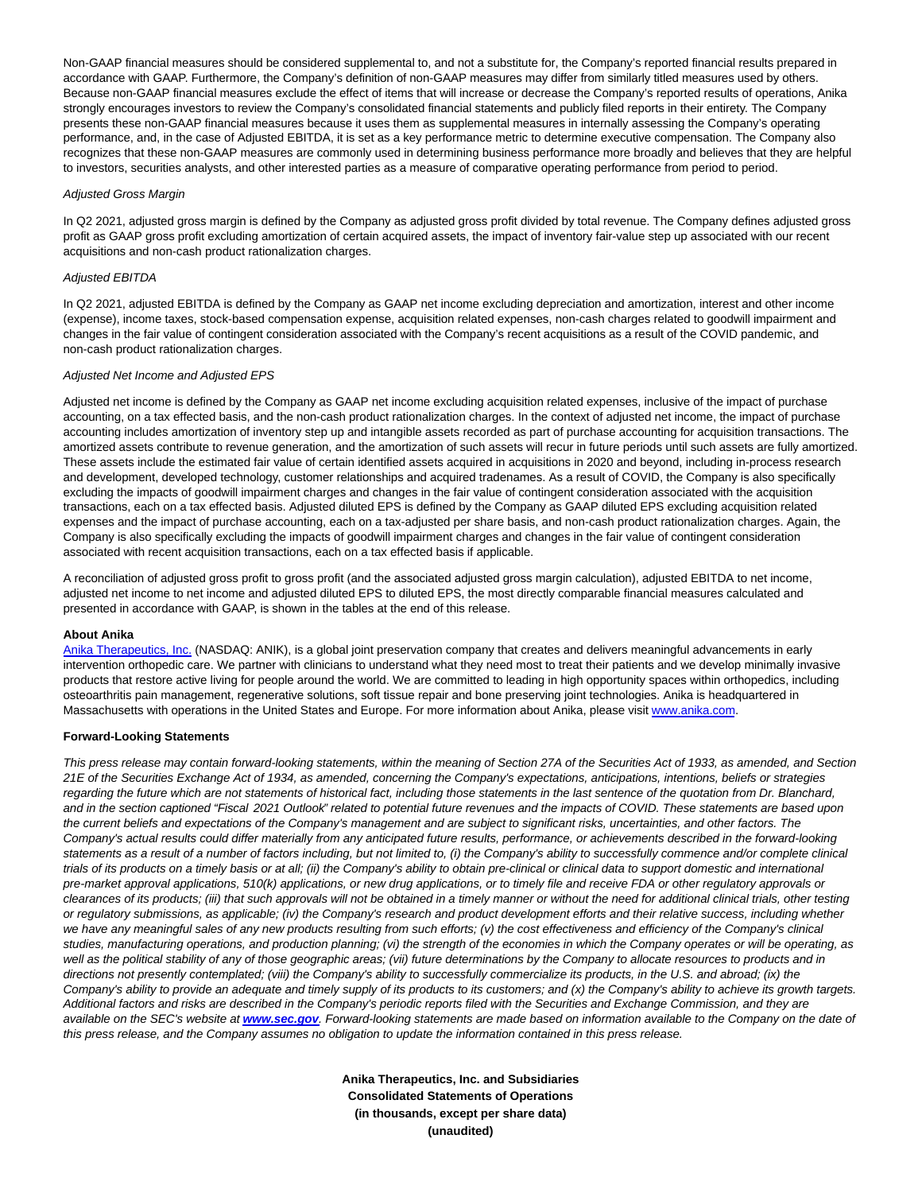Non-GAAP financial measures should be considered supplemental to, and not a substitute for, the Company's reported financial results prepared in accordance with GAAP. Furthermore, the Company's definition of non-GAAP measures may differ from similarly titled measures used by others. Because non-GAAP financial measures exclude the effect of items that will increase or decrease the Company's reported results of operations, Anika strongly encourages investors to review the Company's consolidated financial statements and publicly filed reports in their entirety. The Company presents these non-GAAP financial measures because it uses them as supplemental measures in internally assessing the Company's operating performance, and, in the case of Adjusted EBITDA, it is set as a key performance metric to determine executive compensation. The Company also recognizes that these non-GAAP measures are commonly used in determining business performance more broadly and believes that they are helpful to investors, securities analysts, and other interested parties as a measure of comparative operating performance from period to period.

*Adjusted Gross Margin*

In Q2 2021, adjusted gross margin is defined by the Company as adjusted gross profit divided by total revenue. The Company defines adjusted gross profit as GAAP gross profit excluding amortization of certain acquired assets, the impact of inventory fair-value step up associated with our recent acquisitions and non-cash product rationalization charges.

*Adjusted EBITDA*

In Q2 2021, adjusted EBITDA is defined by the Company as GAAP net income excluding depreciation and amortization, interest and other income (expense), income taxes, stock-based compensation expense, acquisition related expenses, non-cash charges related to goodwill impairment and changes in the fair value of contingent consideration associated with the Company's recent acquisitions as a result of the COVID pandemic, and non-cash product rationalization charges.

*Adjusted Net Income and Adjusted EPS*

Adjusted net income is defined by the Company as GAAP net income excluding acquisition related expenses, inclusive of the impact of purchase accounting, on a tax effected basis, and the non-cash product rationalization charges. In the context of adjusted net income, the impact of purchase accounting includes amortization of inventory step up and intangible assets recorded as part of purchase accounting for acquisition transactions. The amortized assets contribute to revenue generation, and the amortization of such assets will recur in future periods until such assets are fully amortized. These assets include the estimated fair value of certain identified assets acquired in acquisitions in 2020 and beyond, including in-process research and development, developed technology, customer relationships and acquired tradenames. As a result of COVID, the Company is also specifically excluding the impacts of goodwill impairment charges and changes in the fair value of contingent consideration associated with the acquisition transactions, each on a tax effected basis. Adjusted diluted EPS is defined by the Company as GAAP diluted EPS excluding acquisition related expenses and the impact of purchase accounting, each on a tax-adjusted per share basis, and non-cash product rationalization charges. Again, the Company is also specifically excluding the impacts of goodwill impairment charges and changes in the fair value of contingent consideration associated with recent acquisition transactions, each on a tax effected basis if applicable.

A reconciliation of adjusted gross profit to gross profit (and the associated adjusted gross margin calculation), adjusted EBITDA to net income, adjusted net income to net income and adjusted diluted EPS to diluted EPS, the most directly comparable financial measures calculated and presented in accordance with GAAP, is shown in the tables at the end of this release.

**About Anika**

Anika Therapeutics, Inc. (NASDAQ: ANIK), is a global joint preservation company that creates and delivers meaningful advancements in early intervention orthopedic care. We partner with clinicians to understand what they need most to treat their patients and we develop minimally invasive products that restore active living for people around the world. We are committed to leading in high opportunity spaces within orthopedics, including osteoarthritis pain management, regenerative solutions, soft tissue repair and bone preserving joint technologies. Anika is headquartered in Massachusetts with operations in the United States and Europe. For more information about Anika, please visit www.anika.com.

**Forward-Looking Statements**

*This press release may contain forward-looking statements, within the meaning of Section 27A of the Securities Act of 1933, as amended, and Section 21E of the Securities Exchange Act of 1934, as amended, concerning the Company's expectations, anticipations, intentions, beliefs or strategies regarding the future which are not statements of historical fact, including those statements in the last sentence of the quotation from Dr. Blanchard, and in the section captioned "Fiscal 2021 Outlook" related to potential future revenues and the impacts of COVID. These statements are based upon the current beliefs and expectations of the Company's management and are subject to significant risks, uncertainties, and other factors. The Company's actual results could differ materially from any anticipated future results, performance, or achievements described in the forward-looking statements as a result of a number of factors including, but not limited to, (i) the Company's ability to successfully commence and/or complete clinical trials of its products on a timely basis or at all; (ii) the Company's ability to obtain pre-clinical or clinical data to support domestic and international pre-market approval applications, 510(k) applications, or new drug applications, or to timely file and receive FDA or other regulatory approvals or clearances of its products; (iii) that such approvals will not be obtained in a timely manner or without the need for additional clinical trials, other testing or regulatory submissions, as applicable; (iv) the Company's research and product development efforts and their relative success, including whether we have any meaningful sales of any new products resulting from such efforts; (v) the cost effectiveness and efficiency of the Company's clinical studies, manufacturing operations, and production planning; (vi) the strength of the economies in which the Company operates or will be operating, as well as the political stability of any of those geographic areas; (vii) future determinations by the Company to allocate resources to products and in directions not presently contemplated; (viii) the Company's ability to successfully commercialize its products, in the U.S. and abroad; (ix) the Company's ability to provide an adequate and timely supply of its products to its customers; and (x) the Company's ability to achieve its growth targets. Additional factors and risks are described in the Company's periodic reports filed with the Securities and Exchange Commission, and they are available on the SEC's website at* ***www.sec.gov****. Forward-looking statements are made based on information available to the Company on the date of this press release, and the Company assumes no obligation to update the information contained in this press release.*

**Anika Therapeutics, Inc. and Subsidiaries**
**Consolidated Statements of Operations**
**(in thousands, except per share data)**
**(unaudited)**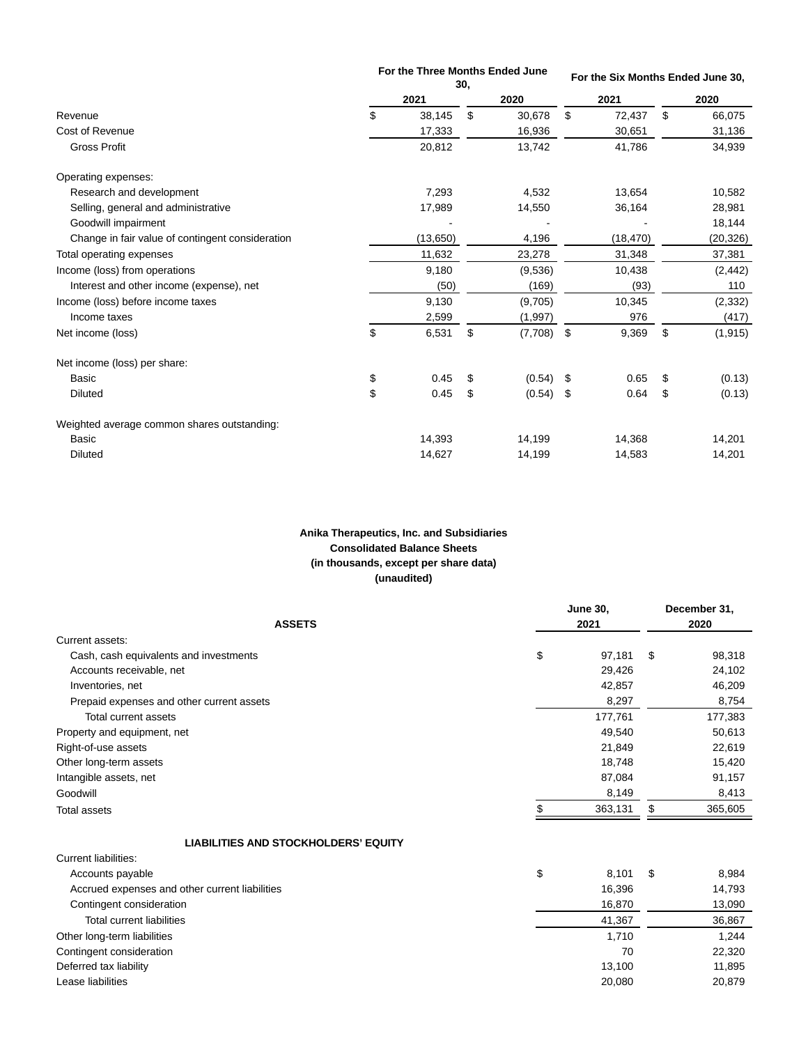| | For the Three Months Ended June 30, | | For the Six Months Ended June 30, | |
|---|---|---|---|---|
| | 2021 | 2020 | 2021 | 2020 |
| Revenue | $ 38,145 | $ 30,678 | $ 72,437 | $ 66,075 |
| Cost of Revenue | 17,333 | 16,936 | 30,651 | 31,136 |
| Gross Profit | 20,812 | 13,742 | 41,786 | 34,939 |
| Operating expenses: | | | | |
| Research and development | 7,293 | 4,532 | 13,654 | 10,582 |
| Selling, general and administrative | 17,989 | 14,550 | 36,164 | 28,981 |
| Goodwill impairment | - | - | - | 18,144 |
| Change in fair value of contingent consideration | (13,650) | 4,196 | (18,470) | (20,326) |
| Total operating expenses | 11,632 | 23,278 | 31,348 | 37,381 |
| Income (loss) from operations | 9,180 | (9,536) | 10,438 | (2,442) |
| Interest and other income (expense), net | (50) | (169) | (93) | 110 |
| Income (loss) before income taxes | 9,130 | (9,705) | 10,345 | (2,332) |
| Income taxes | 2,599 | (1,997) | 976 | (417) |
| Net income (loss) | $ 6,531 | $ (7,708) | $ 9,369 | $ (1,915) |
| Net income (loss) per share: | | | | |
| Basic | $ 0.45 | $ (0.54) | $ 0.65 | $ (0.13) |
| Diluted | $ 0.45 | $ (0.54) | $ 0.64 | $ (0.13) |
| Weighted average common shares outstanding: | | | | |
| Basic | 14,393 | 14,199 | 14,368 | 14,201 |
| Diluted | 14,627 | 14,199 | 14,583 | 14,201 |

**Anika Therapeutics, Inc. and Subsidiaries**
**Consolidated Balance Sheets**
**(in thousands, except per share data)**
**(unaudited)**

| ASSETS | June 30, 2021 | December 31, 2020 |
|---|---|---|
| Current assets: | | |
| Cash, cash equivalents and investments | $ 97,181 | $ 98,318 |
| Accounts receivable, net | 29,426 | 24,102 |
| Inventories, net | 42,857 | 46,209 |
| Prepaid expenses and other current assets | 8,297 | 8,754 |
| Total current assets | 177,761 | 177,383 |
| Property and equipment, net | 49,540 | 50,613 |
| Right-of-use assets | 21,849 | 22,619 |
| Other long-term assets | 18,748 | 15,420 |
| Intangible assets, net | 87,084 | 91,157 |
| Goodwill | 8,149 | 8,413 |
| Total assets | $ 363,131 | $ 365,605 |
| **LIABILITIES AND STOCKHOLDERS' EQUITY** | | |
| Current liabilities: | | |
| Accounts payable | $ 8,101 | $ 8,984 |
| Accrued expenses and other current liabilities | 16,396 | 14,793 |
| Contingent consideration | 16,870 | 13,090 |
| Total current liabilities | 41,367 | 36,867 |
| Other long-term liabilities | 1,710 | 1,244 |
| Contingent consideration | 70 | 22,320 |
| Deferred tax liability | 13,100 | 11,895 |
| Lease liabilities | 20,080 | 20,879 |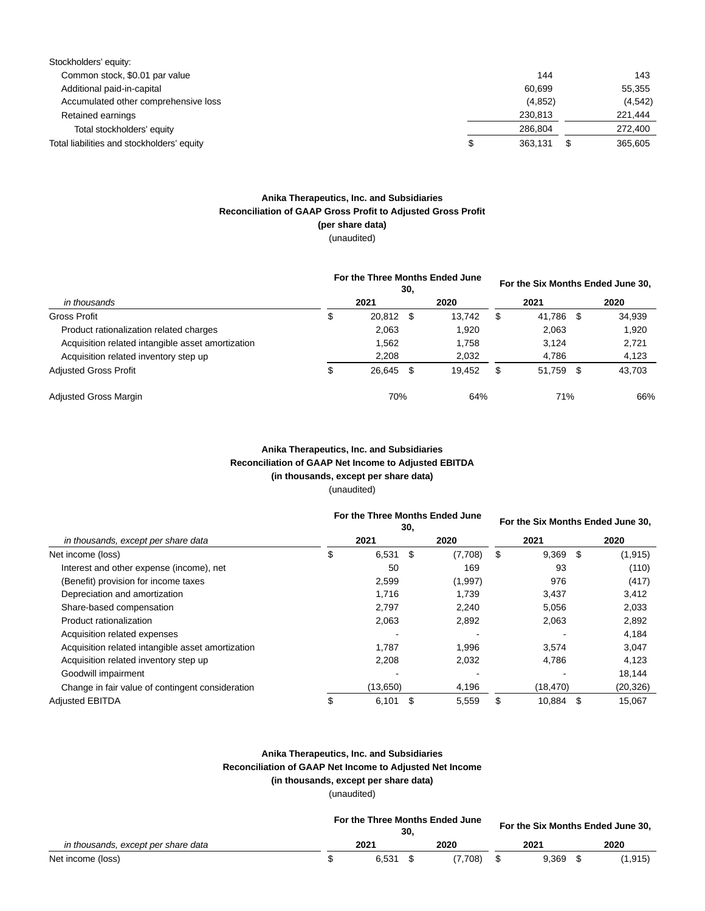| | | |
|---|---|---|
| Stockholders' equity: | | |
| Common stock, $0.01 par value | 144 | 143 |
| Additional paid-in-capital | 60,699 | 55,355 |
| Accumulated other comprehensive loss | (4,852) | (4,542) |
| Retained earnings | 230,813 | 221,444 |
| Total stockholders' equity | 286,804 | 272,400 |
| Total liabilities and stockholders' equity | $ 363,131 | $ 365,605 |

**Anika Therapeutics, Inc. and Subsidiaries**
**Reconciliation of GAAP Gross Profit to Adjusted Gross Profit**
**(per share data)**
(unaudited)

| | For the Three Months Ended June 30, | | For the Six Months Ended June 30, | |
|---|---|---|---|---|
| *in thousands* | 2021 | 2020 | 2021 | 2020 |
| Gross Profit | $ 20,812 | $ 13,742 | $ 41,786 | $ 34,939 |
| Product rationalization related charges | 2,063 | 1,920 | 2,063 | 1,920 |
| Acquisition related intangible asset amortization | 1,562 | 1,758 | 3,124 | 2,721 |
| Acquisition related inventory step up | 2,208 | 2,032 | 4,786 | 4,123 |
| Adjusted Gross Profit | $ 26,645 | $ 19,452 | $ 51,759 | $ 43,703 |
| Adjusted Gross Margin | 70% | 64% | 71% | 66% |

**Anika Therapeutics, Inc. and Subsidiaries**
**Reconciliation of GAAP Net Income to Adjusted EBITDA**
**(in thousands, except per share data)**
(unaudited)

| | For the Three Months Ended June 30, | | For the Six Months Ended June 30, | |
|---|---|---|---|---|
| *in thousands, except per share data* | 2021 | 2020 | 2021 | 2020 |
| Net income (loss) | $ 6,531 | $ (7,708) | $ 9,369 | $ (1,915) |
| Interest and other expense (income), net | 50 | 169 | 93 | (110) |
| (Benefit) provision for income taxes | 2,599 | (1,997) | 976 | (417) |
| Depreciation and amortization | 1,716 | 1,739 | 3,437 | 3,412 |
| Share-based compensation | 2,797 | 2,240 | 5,056 | 2,033 |
| Product rationalization | 2,063 | 2,892 | 2,063 | 2,892 |
| Acquisition related expenses | - | - | - | 4,184 |
| Acquisition related intangible asset amortization | 1,787 | 1,996 | 3,574 | 3,047 |
| Acquisition related inventory step up | 2,208 | 2,032 | 4,786 | 4,123 |
| Goodwill impairment | - | - | - | 18,144 |
| Change in fair value of contingent consideration | (13,650) | 4,196 | (18,470) | (20,326) |
| Adjusted EBITDA | $ 6,101 | $ 5,559 | $ 10,884 | $ 15,067 |

**Anika Therapeutics, Inc. and Subsidiaries**
**Reconciliation of GAAP Net Income to Adjusted Net Income**
**(in thousands, except per share data)**
(unaudited)

| | For the Three Months Ended June 30, | | For the Six Months Ended June 30, | |
|---|---|---|---|---|
| *in thousands, except per share data* | 2021 | 2020 | 2021 | 2020 |
| Net income (loss) | $ 6,531 | $ (7,708) | $ 9,369 | $ (1,915) |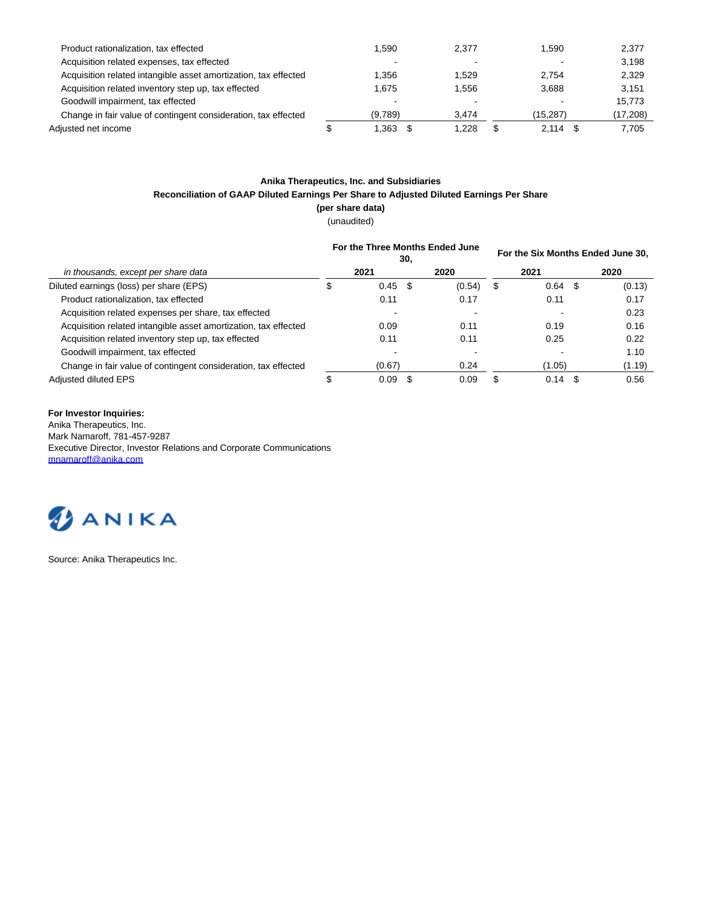| | For the Three Months Ended June 30, | | For the Six Months Ended June 30, | |
|---|---|---|---|---|
| | 2021 | 2020 | 2021 | 2020 |
| Product rationalization, tax effected | 1,590 | 2,377 | 1,590 | 2,377 |
| Acquisition related expenses, tax effected | - | - | - | 3,198 |
| Acquisition related intangible asset amortization, tax effected | 1,356 | 1,529 | 2,754 | 2,329 |
| Acquisition related inventory step up, tax effected | 1,675 | 1,556 | 3,688 | 3,151 |
| Goodwill impairment, tax effected | - | - | - | 15,773 |
| Change in fair value of contingent consideration, tax effected | (9,789) | 3,474 | (15,287) | (17,208) |
| Adjusted net income | $ 1,363 | $ 1,228 | $ 2,114 | $ 7,705 |

**Anika Therapeutics, Inc. and Subsidiaries**
**Reconciliation of GAAP Diluted Earnings Per Share to Adjusted Diluted Earnings Per Share**
**(per share data)**
(unaudited)

| | For the Three Months Ended June 30, | | For the Six Months Ended June 30, | |
|---|---|---|---|---|
| *in thousands, except per share data* | 2021 | 2020 | 2021 | 2020 |
| Diluted earnings (loss) per share (EPS) | $ 0.45 | $ (0.54) | $ 0.64 | $ (0.13) |
| Product rationalization, tax effected | 0.11 | 0.17 | 0.11 | 0.17 |
| Acquisition related expenses per share, tax effected | - | - | - | 0.23 |
| Acquisition related intangible asset amortization, tax effected | 0.09 | 0.11 | 0.19 | 0.16 |
| Acquisition related inventory step up, tax effected | 0.11 | 0.11 | 0.25 | 0.22 |
| Goodwill impairment, tax effected | - | - | - | 1.10 |
| Change in fair value of contingent consideration, tax effected | (0.67) | 0.24 | (1.05) | (1.19) |
| Adjusted diluted EPS | $ 0.09 | $ 0.09 | $ 0.14 | $ 0.56 |

**For Investor Inquiries:**
Anika Therapeutics, Inc.
Mark Namaroff, 781-457-9287
Executive Director, Investor Relations and Corporate Communications
mnamaroff@anika.com

ANIKA

Source: Anika Therapeutics Inc.